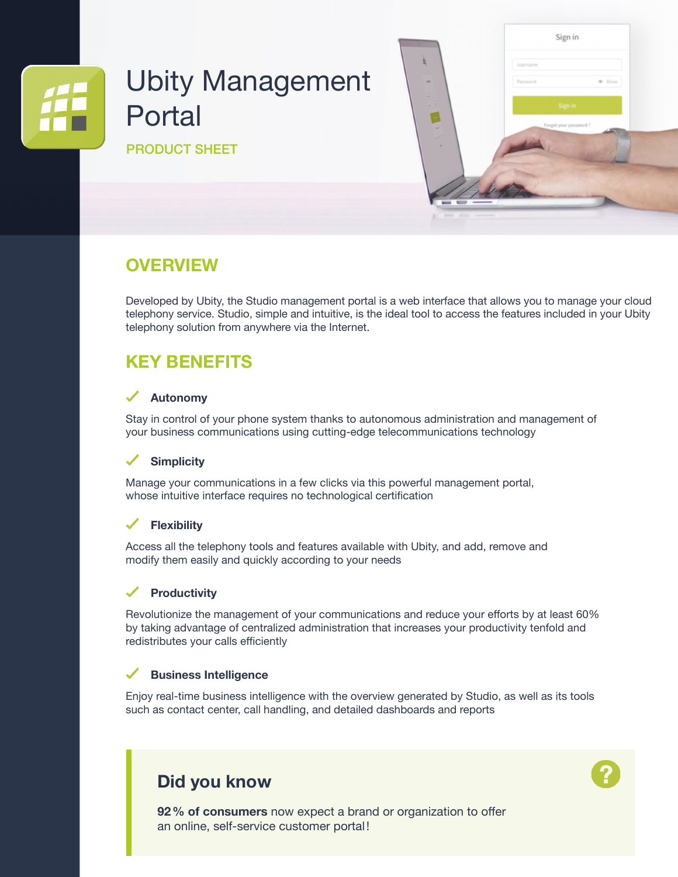# Ubity Management Portal

PRODUCT SHEET

## OVERVIEW

Developed by Ubity, the Studio management portal is a web interface that allows you to manage your cloud telephony service. Studio, simple and intuitive, is the ideal tool to access the features included in your Ubity telephony solution from anywhere via the Internet.

## KEY BENEFITS

✓ **Autonomy**

Stay in control of your phone system thanks to autonomous administration and management of your business communications using cutting-edge telecommunications technology

✓ **Simplicity**

Manage your communications in a few clicks via this powerful management portal, whose intuitive interface requires no technological certification

✓ **Flexibility**

Access all the telephony tools and features available with Ubity, and add, remove and modify them easily and quickly according to your needs

✓ **Productivity**

Revolutionize the management of your communications and reduce your efforts by at least 60% by taking advantage of centralized administration that increases your productivity tenfold and redistributes your calls efficiently

✓ **Business Intelligence**

Enjoy real-time business intelligence with the overview generated by Studio, as well as its tools such as contact center, call handling, and detailed dashboards and reports

### Did you know

**92 % of consumers** now expect a brand or organization to offer an online, self-service customer portal!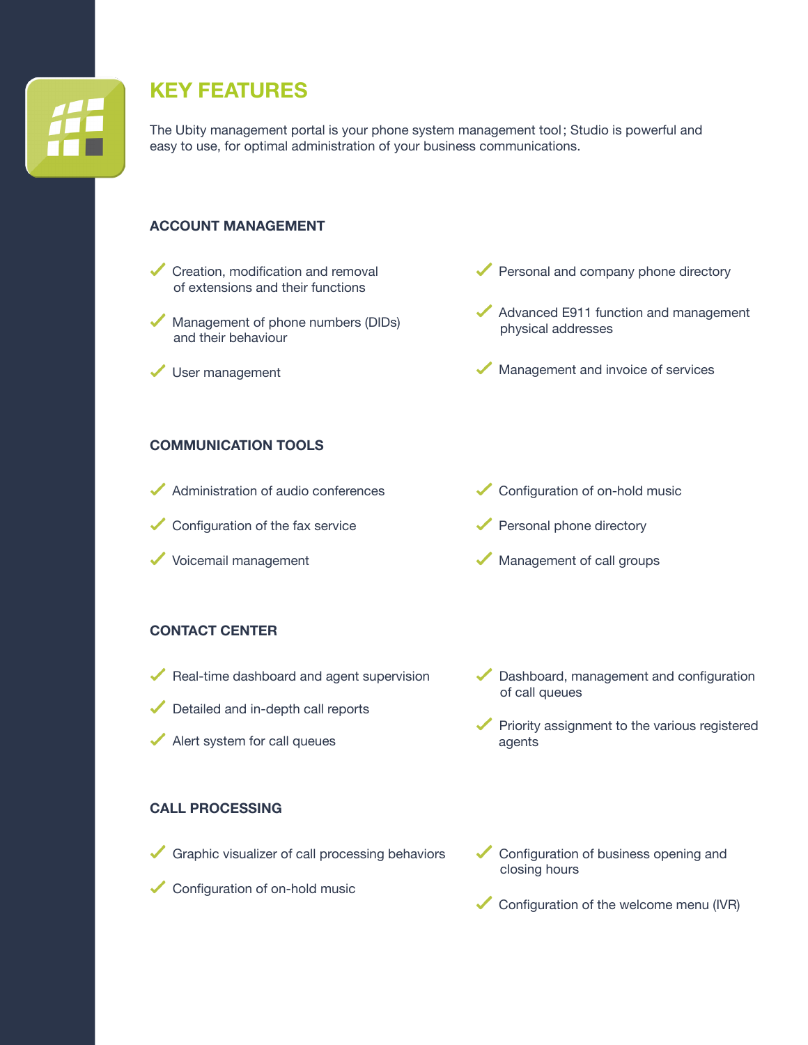# KEY FEATURES

The Ubity management portal is your phone system management tool ; Studio is powerful and easy to use, for optimal administration of your business communications.

## ACCOUNT MANAGEMENT

- Creation, modification and removal of extensions and their functions
- Management of phone numbers (DIDs) and their behaviour
- User management
- Personal and company phone directory
- Advanced E911 function and management physical addresses
- Management and invoice of services

## COMMUNICATION TOOLS

- Administration of audio conferences
- Configuration of the fax service
- Voicemail management
- Configuration of on-hold music
- Personal phone directory
- Management of call groups

## CONTACT CENTER

- Real-time dashboard and agent supervision
- Detailed and in-depth call reports
- Alert system for call queues
- Dashboard, management and configuration of call queues
- Priority assignment to the various registered agents

## CALL PROCESSING

- Graphic visualizer of call processing behaviors
- Configuration of on-hold music
- Configuration of business opening and closing hours
- Configuration of the welcome menu (IVR)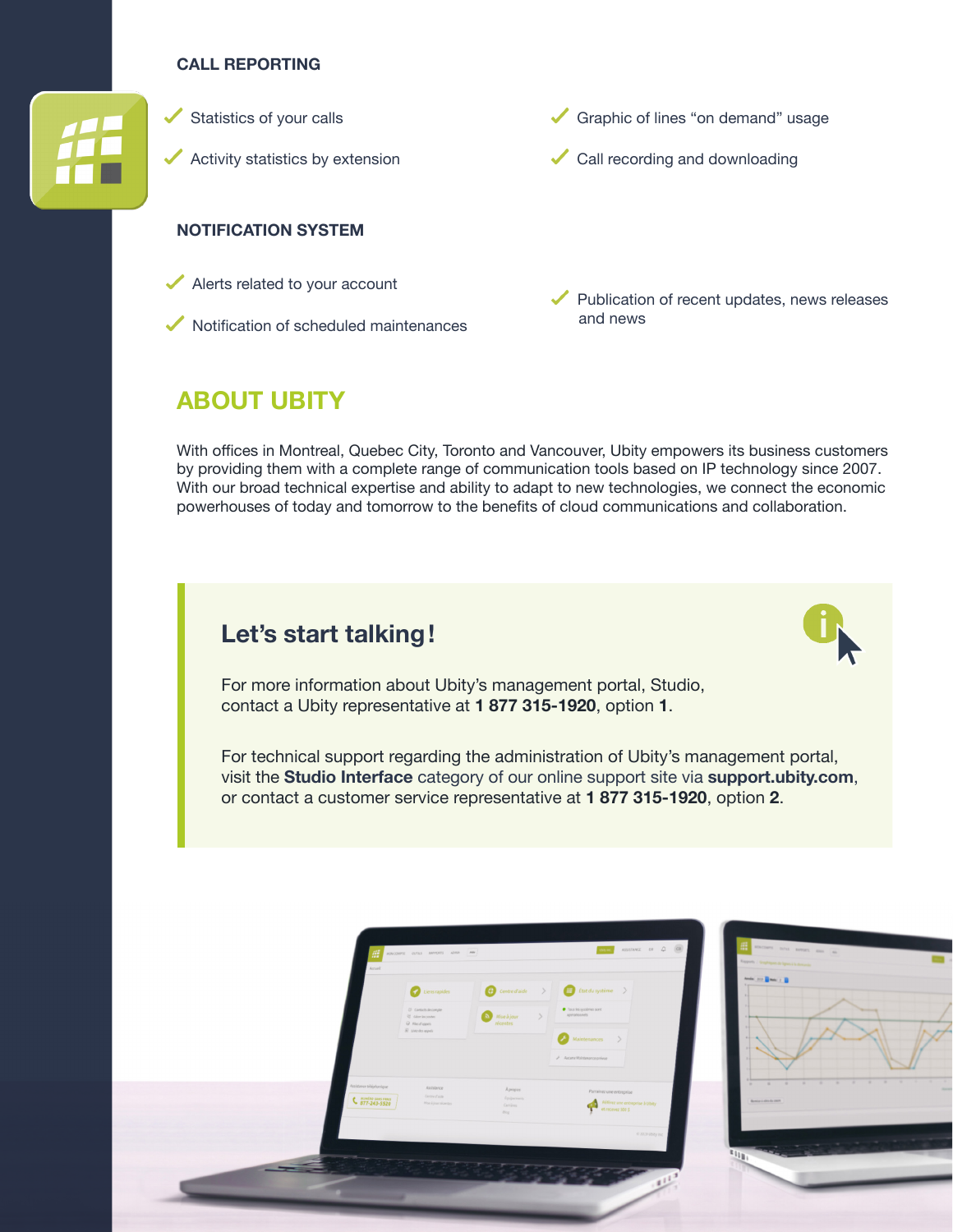## CALL REPORTING

- ✓ Statistics of your calls
- ✓ Activity statistics by extension
- ✓ Graphic of lines "on demand" usage
- ✓ Call recording and downloading

## NOTIFICATION SYSTEM

- ✓ Alerts related to your account
- ✓ Notification of scheduled maintenances
- ✓ Publication of recent updates, news releases and news

## ABOUT UBITY

With offices in Montreal, Quebec City, Toronto and Vancouver, Ubity empowers its business customers by providing them with a complete range of communication tools based on IP technology since 2007. With our broad technical expertise and ability to adapt to new technologies, we connect the economic powerhouses of today and tomorrow to the benefits of cloud communications and collaboration.

### Let's start talking!

For more information about Ubity's management portal, Studio, contact a Ubity representative at **1 877 315-1920**, option **1**.

For technical support regarding the administration of Ubity's management portal, visit the **Studio Interface** category of our online support site via **support.ubity.com**, or contact a customer service representative at **1 877 315-1920**, option **2**.